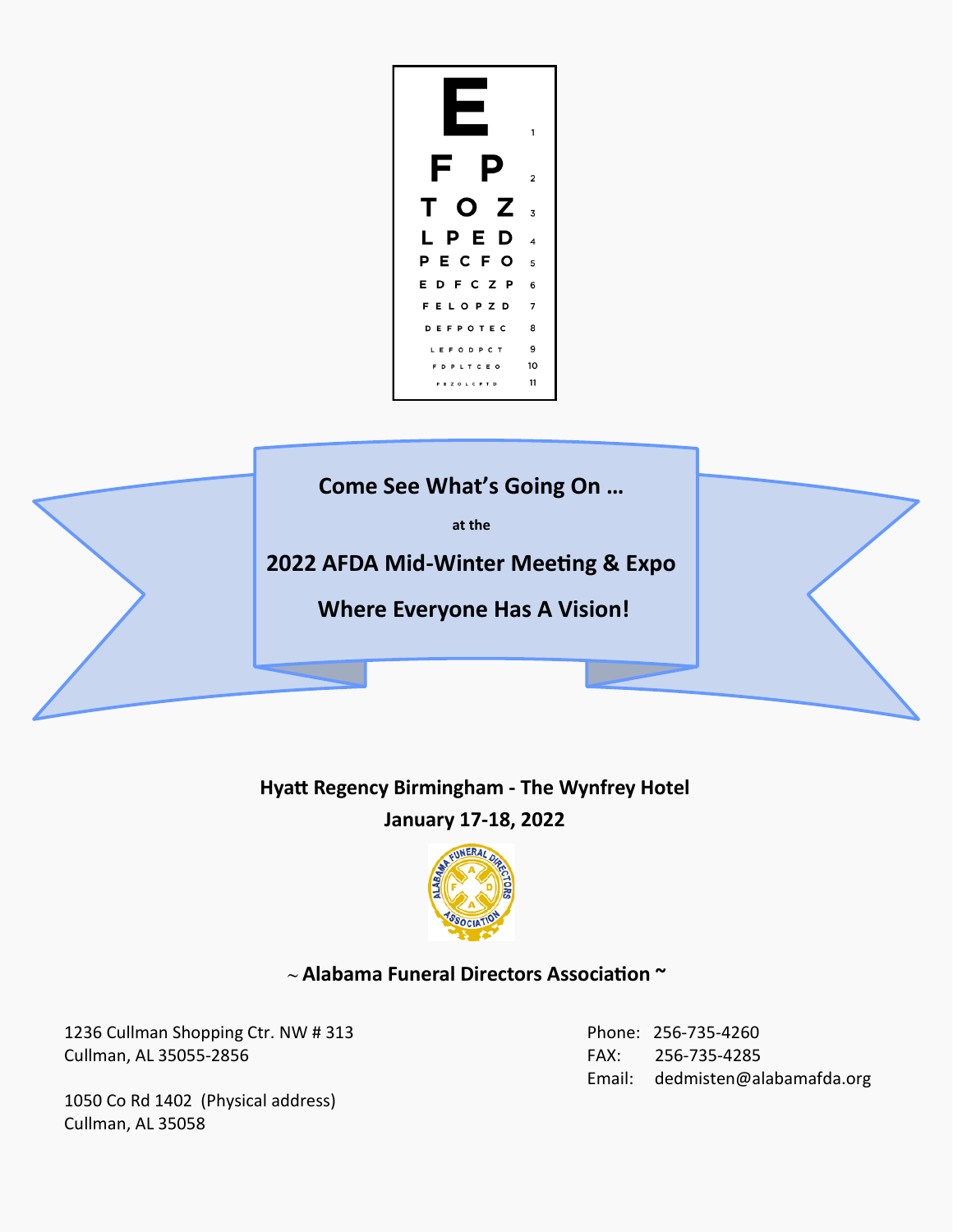**Come See What's Going On …**

**at the**

# 2022 AFDA Mid-Winter Meeting & Expo

**Where Everyone Has A Vision!**

**Hyatt Regency Birmingham - The Wynfrey Hotel**

**January 17-18, 2022**

~ **Alabama Funeral Directors Association** ~

1236 Cullman Shopping Ctr. NW # 313
Cullman, AL 35055-2856

1050 Co Rd 1402 (Physical address)
Cullman, AL 35058

Phone: 256-735-4260
FAX: 256-735-4285
Email: dedmisten@alabamafda.org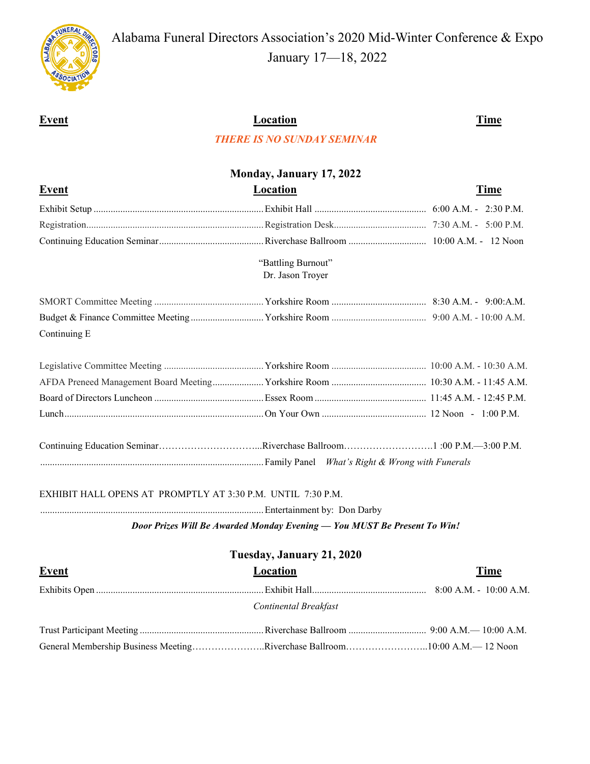# Alabama Funeral Directors Association's 2020 Mid-Winter Conference & Expo

January 17—18, 2022

| Event | Location | Time |
|---|---|---|

*THERE IS NO SUNDAY SEMINAR*

## Monday, January 17, 2022

| Event | Location | Time |
|---|---|---|
| Exhibit Setup | Exhibit Hall | 6:00 A.M. - 2:30 P.M. |
| Registration | Registration Desk | 7:30 A.M. - 5:00 P.M. |
| Continuing Education Seminar | Riverchase Ballroom | 10:00 A.M. - 12 Noon |

"Battling Burnout"
Dr. Jason Troyer

| Event | Location | Time |
|---|---|---|
| SMORT Committee Meeting | Yorkshire Room | 8:30 A.M. - 9:00:A.M. |
| Budget & Finance Committee Meeting | Yorkshire Room | 9:00 A.M. - 10:00 A.M. |
| Continuing E | | |
| Legislative Committee Meeting | Yorkshire Room | 10:00 A.M. - 10:30 A.M. |
| AFDA Preneed Management Board Meeting | Yorkshire Room | 10:30 A.M. - 11:45 A.M. |
| Board of Directors Luncheon | Essex Room | 11:45 A.M. - 12:45 P.M. |
| Lunch | On Your Own | 12 Noon - 1:00 P.M. |
| Continuing Education Seminar | Riverchase Ballroom | 1 :00 P.M.—3:00 P.M. |
| | Family Panel *What's Right & Wrong with Funerals* | |

EXHIBIT HALL OPENS AT PROMPTLY AT 3:30 P.M. UNTIL 7:30 P.M.

Entertainment by: Don Darby

***Door Prizes Will Be Awarded Monday Evening — You MUST Be Present To Win!***

## Tuesday, January 21, 2020

| Event | Location | Time |
|---|---|---|
| Exhibits Open | Exhibit Hall | 8:00 A.M. - 10:00 A.M. |

*Continental Breakfast*

| Event | Location | Time |
|---|---|---|
| Trust Participant Meeting | Riverchase Ballroom | 9:00 A.M.— 10:00 A.M. |
| General Membership Business Meeting | Riverchase Ballroom | 10:00 A.M.— 12 Noon |